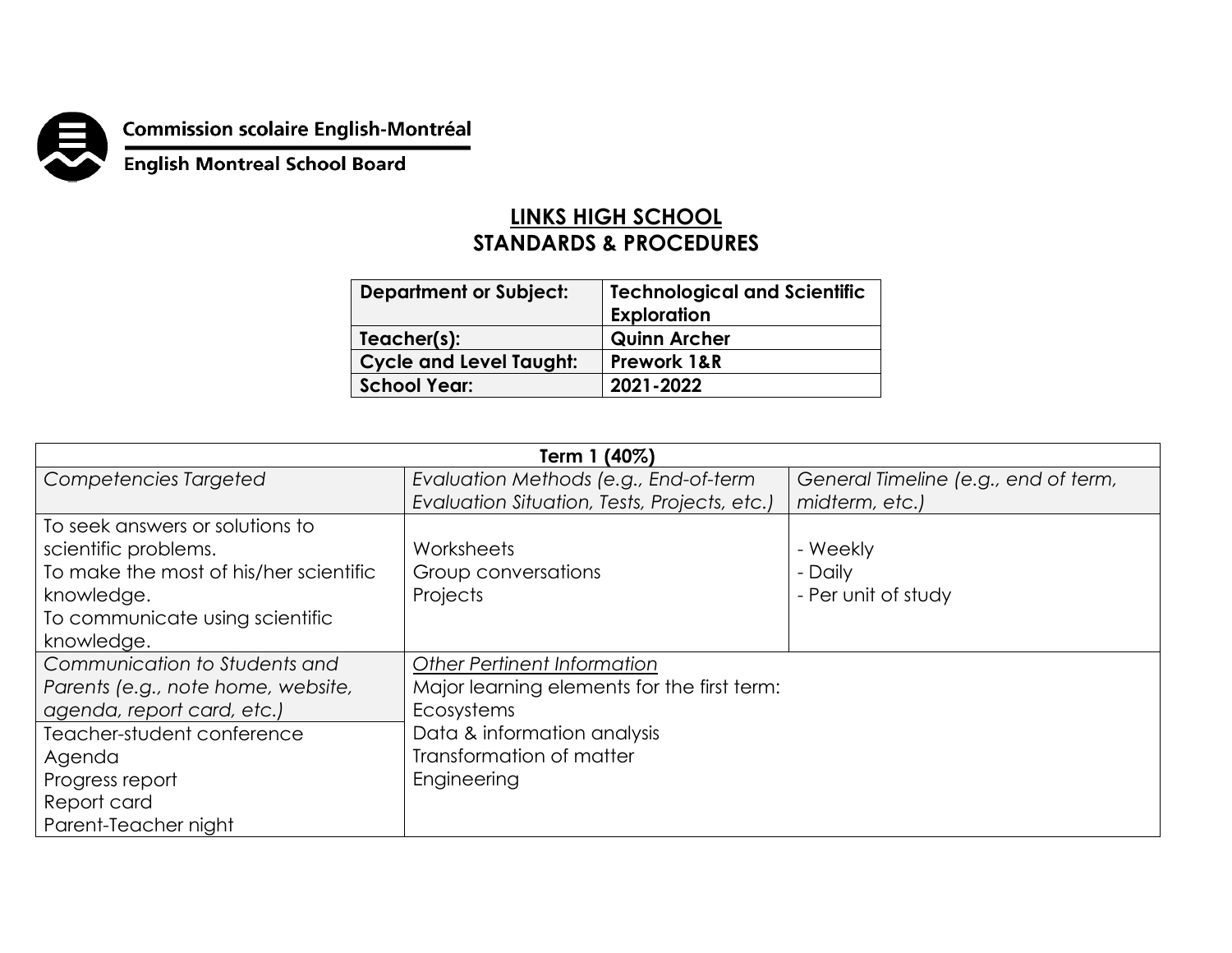Commission scolaire English-Montréal

English Montreal School Board

# LINKS HIGH SCHOOL
## STANDARDS & PROCEDURES

| | |
|---|---|
| **Department or Subject:** | **Technological and Scientific Exploration** |
| **Teacher(s):** | **Quinn Archer** |
| **Cycle and Level Taught:** | **Prework 1&R** |
| **School Year:** | **2021-2022** |

| **Term 1 (40%)** | | |
|---|---|---|
| *Competencies Targeted* | *Evaluation Methods (e.g., End-of-term Evaluation Situation, Tests, Projects, etc.)* | *General Timeline (e.g., end of term, midterm, etc.)* |
| To seek answers or solutions to scientific problems.<br>To make the most of his/her scientific knowledge.<br>To communicate using scientific knowledge. | Worksheets<br>Group conversations<br>Projects | - Weekly<br>- Daily<br>- Per unit of study |
| *Communication to Students and Parents (e.g., note home, website, agenda, report card, etc.)* | *Other Pertinent Information*<br>Major learning elements for the first term:<br>Ecosystems<br>Data & information analysis<br>Transformation of matter<br>Engineering | |
| Teacher-student conference<br>Agenda<br>Progress report<br>Report card<br>Parent-Teacher night | | |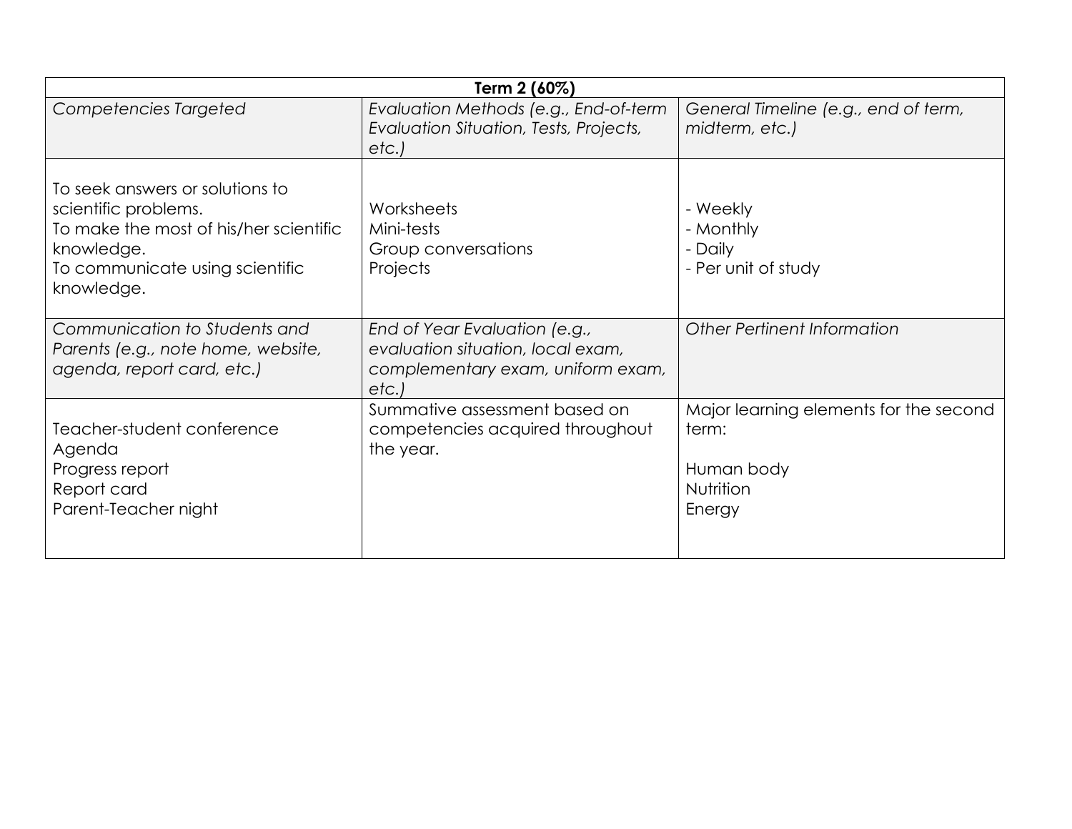| Term 2 (60%) | | |
|---|---|---|
| *Competencies Targeted* | *Evaluation Methods (e.g., End-of-term Evaluation Situation, Tests, Projects, etc.)* | *General Timeline (e.g., end of term, midterm, etc.)* |
| To seek answers or solutions to scientific problems.<br>To make the most of his/her scientific knowledge.<br>To communicate using scientific knowledge. | Worksheets<br>Mini-tests<br>Group conversations<br>Projects | - Weekly<br>- Monthly<br>- Daily<br>- Per unit of study |
| *Communication to Students and Parents (e.g., note home, website, agenda, report card, etc.)* | *End of Year Evaluation (e.g., evaluation situation, local exam, complementary exam, uniform exam, etc.)* | *Other Pertinent Information* |
| Teacher-student conference<br>Agenda<br>Progress report<br>Report card<br>Parent-Teacher night | Summative assessment based on competencies acquired throughout the year. | Major learning elements for the second term:<br><br>Human body<br>Nutrition<br>Energy |